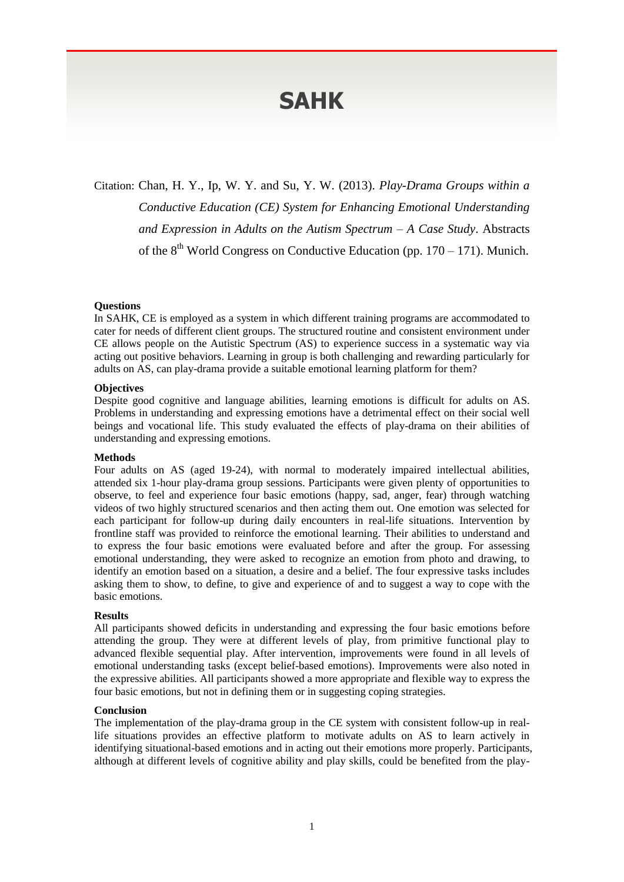# SAHK

Citation: Chan, H. Y., Ip, W. Y. and Su, Y. W. (2013). *Play-Drama Groups within a Conductive Education (CE) System for Enhancing Emotional Understanding and Expression in Adults on the Autism Spectrum – A Case Study*. Abstracts of the 8th World Congress on Conductive Education (pp. 170 – 171). Munich.

**Questions**

In SAHK, CE is employed as a system in which different training programs are accommodated to cater for needs of different client groups. The structured routine and consistent environment under CE allows people on the Autistic Spectrum (AS) to experience success in a systematic way via acting out positive behaviors. Learning in group is both challenging and rewarding particularly for adults on AS, can play-drama provide a suitable emotional learning platform for them?

**Objectives**

Despite good cognitive and language abilities, learning emotions is difficult for adults on AS. Problems in understanding and expressing emotions have a detrimental effect on their social well beings and vocational life. This study evaluated the effects of play-drama on their abilities of understanding and expressing emotions.

**Methods**

Four adults on AS (aged 19-24), with normal to moderately impaired intellectual abilities, attended six 1-hour play-drama group sessions. Participants were given plenty of opportunities to observe, to feel and experience four basic emotions (happy, sad, anger, fear) through watching videos of two highly structured scenarios and then acting them out. One emotion was selected for each participant for follow-up during daily encounters in real-life situations. Intervention by frontline staff was provided to reinforce the emotional learning. Their abilities to understand and to express the four basic emotions were evaluated before and after the group. For assessing emotional understanding, they were asked to recognize an emotion from photo and drawing, to identify an emotion based on a situation, a desire and a belief. The four expressive tasks includes asking them to show, to define, to give and experience of and to suggest a way to cope with the basic emotions.

**Results**

All participants showed deficits in understanding and expressing the four basic emotions before attending the group. They were at different levels of play, from primitive functional play to advanced flexible sequential play. After intervention, improvements were found in all levels of emotional understanding tasks (except belief-based emotions). Improvements were also noted in the expressive abilities. All participants showed a more appropriate and flexible way to express the four basic emotions, but not in defining them or in suggesting coping strategies.

**Conclusion**

The implementation of the play-drama group in the CE system with consistent follow-up in real-life situations provides an effective platform to motivate adults on AS to learn actively in identifying situational-based emotions and in acting out their emotions more properly. Participants, although at different levels of cognitive ability and play skills, could be benefited from the play-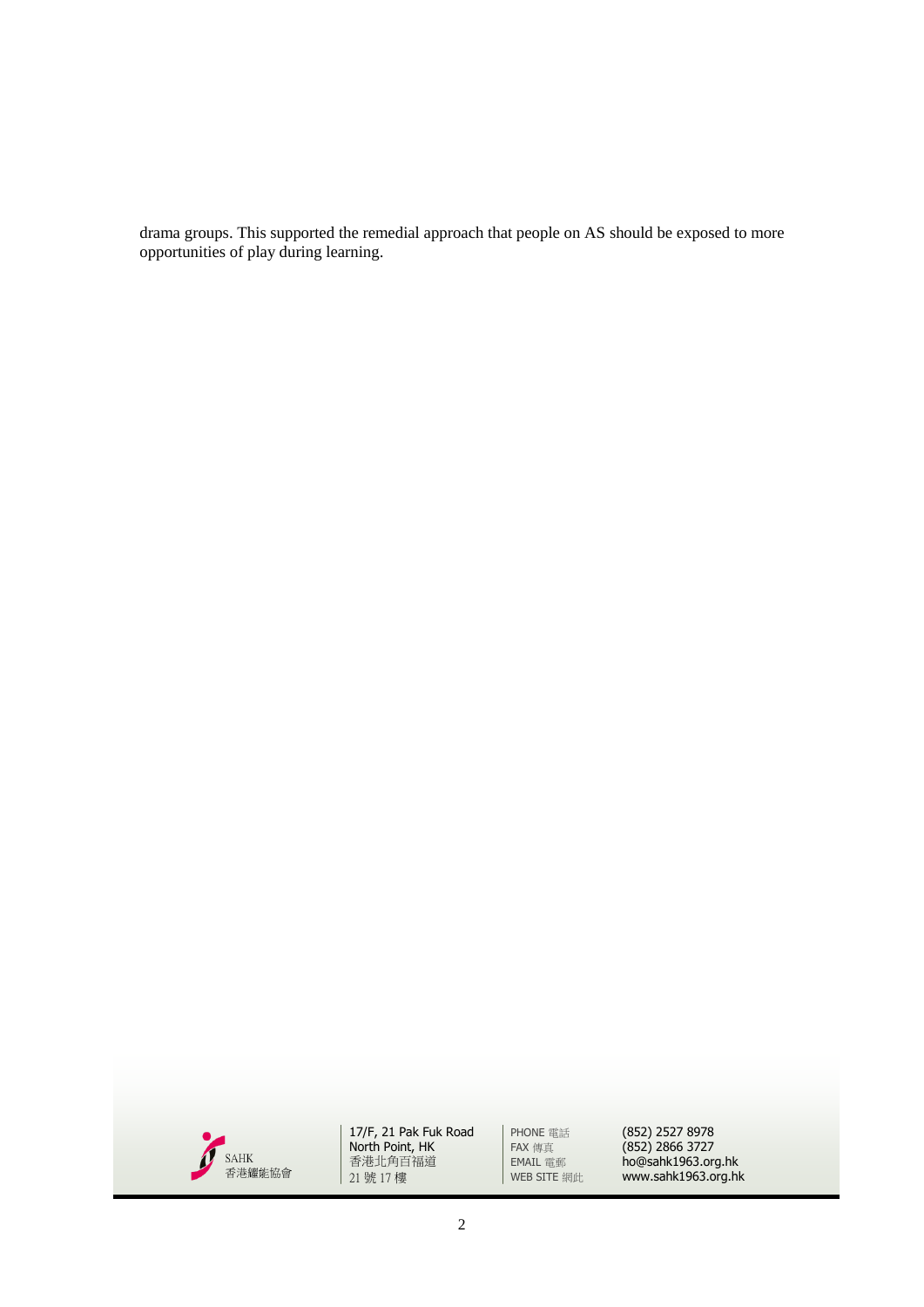drama groups. This supported the remedial approach that people on AS should be exposed to more opportunities of play during learning.